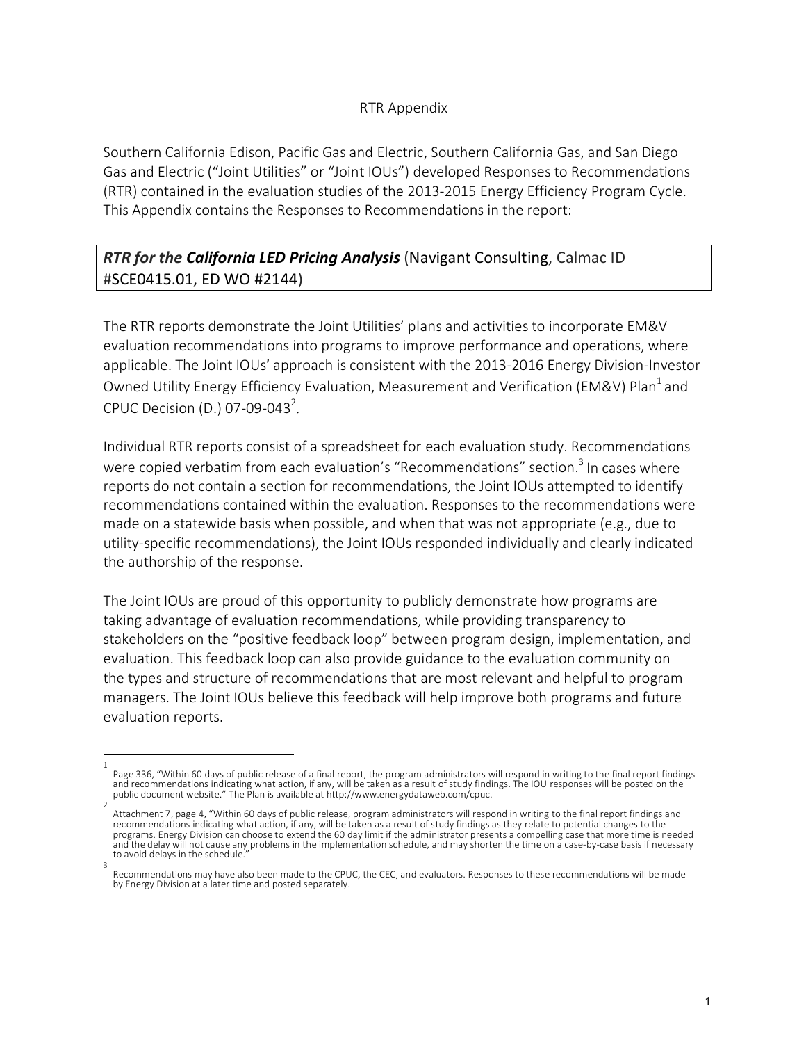# RTR Appendix

Southern California Edison, Pacific Gas and Electric, Southern California Gas, and San Diego Gas and Electric ("Joint Utilities" or "Joint IOUs") developed Responses to Recommendations (RTR) contained in the evaluation studies of the 2013-2015 Energy Efficiency Program Cycle. This Appendix contains the Responses to Recommendations in the report:

## *RTR for the **California LED Pricing Analysis*** (Navigant Consulting, Calmac ID #SCE0415.01, ED WO #2144)

The RTR reports demonstrate the Joint Utilities' plans and activities to incorporate EM&V evaluation recommendations into programs to improve performance and operations, where applicable. The Joint IOUs' approach is consistent with the 2013-2016 Energy Division-Investor Owned Utility Energy Efficiency Evaluation, Measurement and Verification (EM&V) Plan[1] and CPUC Decision (D.) 07-09-043[2].

Individual RTR reports consist of a spreadsheet for each evaluation study. Recommendations were copied verbatim from each evaluation's "Recommendations" section.[3] In cases where reports do not contain a section for recommendations, the Joint IOUs attempted to identify recommendations contained within the evaluation. Responses to the recommendations were made on a statewide basis when possible, and when that was not appropriate (e.g., due to utility-specific recommendations), the Joint IOUs responded individually and clearly indicated the authorship of the response.

The Joint IOUs are proud of this opportunity to publicly demonstrate how programs are taking advantage of evaluation recommendations, while providing transparency to stakeholders on the "positive feedback loop" between program design, implementation, and evaluation. This feedback loop can also provide guidance to the evaluation community on the types and structure of recommendations that are most relevant and helpful to program managers. The Joint IOUs believe this feedback will help improve both programs and future evaluation reports.

---

[1] Page 336, "Within 60 days of public release of a final report, the program administrators will respond in writing to the final report findings and recommendations indicating what action, if any, will be taken as a result of study findings. The IOU responses will be posted on the public document website." The Plan is available at http://www.energydataweb.com/cpuc.

[2] Attachment 7, page 4, "Within 60 days of public release, program administrators will respond in writing to the final report findings and recommendations indicating what action, if any, will be taken as a result of study findings as they relate to potential changes to the programs. Energy Division can choose to extend the 60 day limit if the administrator presents a compelling case that more time is needed and the delay will not cause any problems in the implementation schedule, and may shorten the time on a case-by-case basis if necessary to avoid delays in the schedule."

[3] Recommendations may have also been made to the CPUC, the CEC, and evaluators. Responses to these recommendations will be made by Energy Division at a later time and posted separately.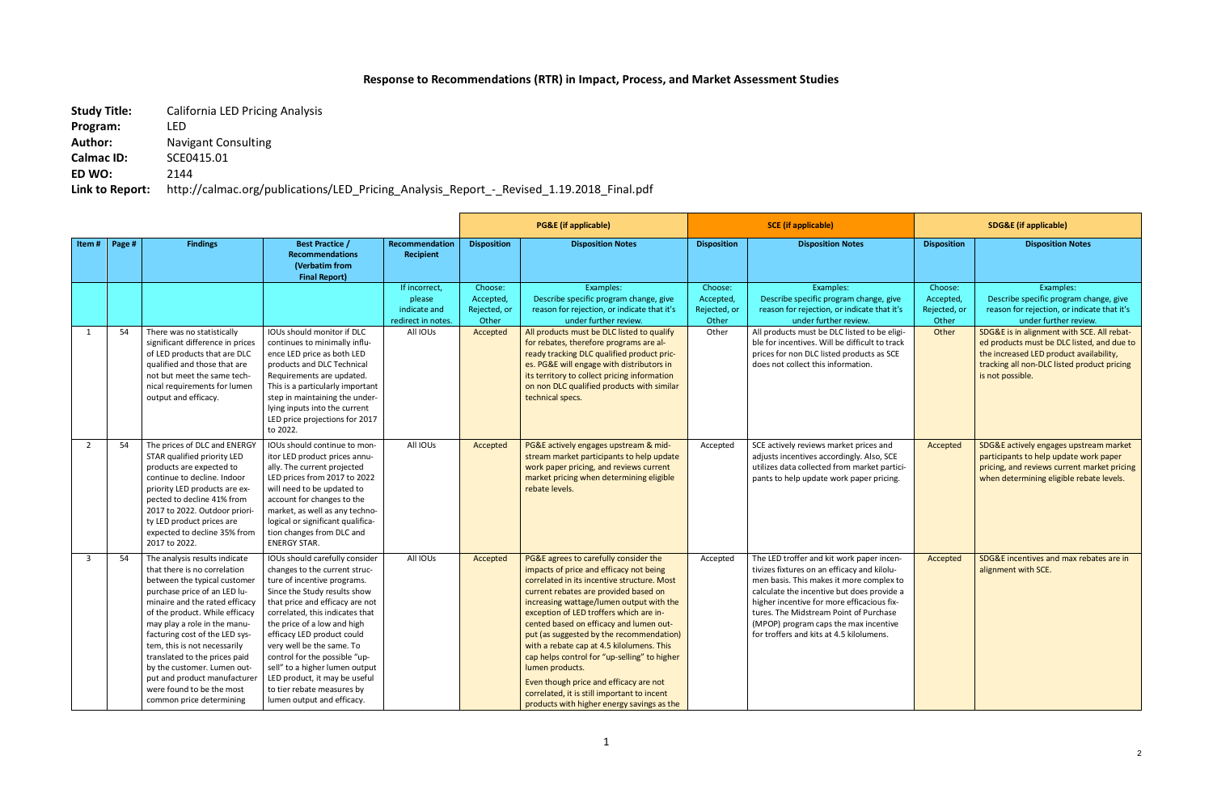# Response to Recommendations (RTR) in Impact, Process, and Market Assessment Studies

**Study Title:** California LED Pricing Analysis
**Program:** LED
**Author:** Navigant Consulting
**Calmac ID:** SCE0415.01
**ED WO:** 2144
**Link to Report:** http://calmac.org/publications/LED_Pricing_Analysis_Report_-_Revised_1.19.2018_Final.pdf

| | | | | | PG&E (if applicable) | | SCE (if applicable) | | SDG&E (if applicable) | |
|---|---|---|---|---|---|---|---|---|---|---|
| Item # | Page # | Findings | Best Practice / Recommendations (Verbatim from Final Report) | Recommendation Recipient | Disposition | Disposition Notes | Disposition | Disposition Notes | Disposition | Disposition Notes |
| | | | | If incorrect, please indicate and redirect in notes. | Choose: Accepted, Rejected, or Other | Examples: Describe specific program change, give reason for rejection, or indicate that it's under further review. | Choose: Accepted, Rejected, or Other | Examples: Describe specific program change, give reason for rejection, or indicate that it's under further review. | Choose: Accepted, Rejected, or Other | Examples: Describe specific program change, give reason for rejection, or indicate that it's under further review. |
| 1 | 54 | There was no statistically significant difference in prices of LED products that are DLC qualified and those that are not but meet the same technical requirements for lumen output and efficacy. | IOUs should monitor if DLC continues to minimally influence LED price as both LED products and DLC Technical Requirements are updated. This is a particularly important step in maintaining the underlying inputs into the current LED price projections for 2017 to 2022. | All IOUs | Accepted | All products must be DLC listed to qualify for rebates, therefore programs are already tracking DLC qualified product prices. PG&E will engage with distributors in its territory to collect pricing information on non DLC qualified products with similar technical specs. | Other | All products must be DLC listed to be eligible for incentives. Will be difficult to track prices for non DLC listed products as SCE does not collect this information. | Other | SDG&E is in alignment with SCE. All rebated products must be DLC listed, and due to the increased LED product availability, tracking all non-DLC listed product pricing is not possible. |
| 2 | 54 | The prices of DLC and ENERGY STAR qualified priority LED products are expected to continue to decline. Indoor priority LED products are expected to decline 41% from 2017 to 2022. Outdoor priority LED product prices are expected to decline 35% from 2017 to 2022. | IOUs should continue to monitor LED product prices annually. The current projected LED prices from 2017 to 2022 will need to be updated to account for changes to the market, as well as any technological or significant qualification changes from DLC and ENERGY STAR. | All IOUs | Accepted | PG&E actively engages upstream & midstream market participants to help update work paper pricing, and reviews current market pricing when determining eligible rebate levels. | Accepted | SCE actively reviews market prices and adjusts incentives accordingly. Also, SCE utilizes data collected from market participants to help update work paper pricing. | Accepted | SDG&E actively engages upstream market participants to help update work paper pricing, and reviews current market pricing when determining eligible rebate levels. |
| 3 | 54 | The analysis results indicate that there is no correlation between the typical customer purchase price of an LED luminaire and the rated efficacy of the product. While efficacy may play a role in the manufacturing cost of the LED system, this is not necessarily translated to the prices paid by the customer. Lumen output and product manufacturer were found to be the most common price determining | IOUs should carefully consider changes to the current structure of incentive programs. Since the Study results show that price and efficacy are not correlated, this indicates that the price of a low and high efficacy LED product could very well be the same. To control for the possible "up-sell" to a higher lumen output LED product, it may be useful to tier rebate measures by lumen output and efficacy. | All IOUs | Accepted | PG&E agrees to carefully consider the impacts of price and efficacy not being correlated in its incentive structure. Most current rebates are provided based on increasing wattage/lumen output with the exception of LED troffers which are incented based on efficacy and lumen output (as suggested by the recommendation) with a rebate cap at 4.5 kilolumens. This cap helps control for "up-selling" to higher lumen products.<br>Even though price and efficacy are not correlated, it is still important to incent products with higher energy savings as the | Accepted | The LED troffer and kit work paper incentivizes fixtures on an efficacy and kilolumen basis. This makes it more complex to calculate the incentive but does provide a higher incentive for more efficacious fixtures. The Midstream Point of Purchase (MPOP) program caps the max incentive for troffers and kits at 4.5 kilolumens. | Accepted | SDG&E incentives and max rebates are in alignment with SCE. |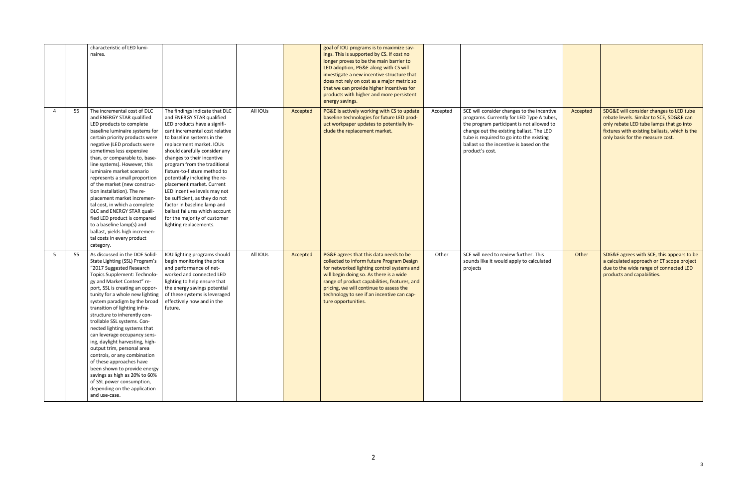| | | | | | | | | | |
|---|---|---|---|---|---|---|---|---|---|
| | | characteristic of LED luminaires. | | | | goal of IOU programs is to maximize savings. This is supported by CS. If cost no longer proves to be the main barrier to LED adoption, PG&E along with CS will investigate a new incentive structure that does not rely on cost as a major metric so that we can provide higher incentives for products with higher and more persistent energy savings. | | | | |
| 4 | 55 | The incremental cost of DLC and ENERGY STAR qualified LED products to complete baseline luminaire systems for certain priority products were negative (LED products were sometimes less expensive than, or comparable to, baseline systems). However, this luminaire market scenario represents a small proportion of the market (new construction installation). The replacement market incremental cost, in which a complete DLC and ENERGY STAR qualified LED product is compared to a baseline lamp(s) and ballast, yields high incremental costs in every product category. | The findings indicate that DLC and ENERGY STAR qualified LED products have a significant incremental cost relative to baseline systems in the replacement market. IOUs should carefully consider any changes to their incentive program from the traditional fixture-to-fixture method to potentially including the replacement market. Current LED incentive levels may not be sufficient, as they do not factor in baseline lamp and ballast failures which account for the majority of customer lighting replacements. | All IOUs | Accepted | PG&E is actively working with CS to update baseline technologies for future LED product workpaper updates to potentially include the replacement market. | Accepted | SCE will consider changes to the incentive programs. Currently for LED Type A tubes, the program participant is not allowed to change out the existing ballast. The LED tube is required to go into the existing ballast so the incentive is based on the product's cost. | Accepted | SDG&E will consider changes to LED tube rebate levels. Similar to SCE, SDG&E can only rebate LED tube lamps that go into fixtures with existing ballasts, which is the only basis for the measure cost. |
| 5 | 55 | As discussed in the DOE Solid-State Lighting (SSL) Program's "2017 Suggested Research Topics Supplement: Technology and Market Context" report, SSL is creating an opportunity for a whole new lighting system paradigm by the broad transition of lighting infrastructure to inherently controllable SSL systems. Connected lighting systems that can leverage occupancy sensing, daylight harvesting, high-output trim, personal area controls, or any combination of these approaches have been shown to provide energy savings as high as 20% to 60% of SSL power consumption, depending on the application and use-case. | IOU lighting programs should begin monitoring the price and performance of networked and connected LED lighting to help ensure that the energy savings potential of these systems is leveraged effectively now and in the future. | All IOUs | Accepted | PG&E agrees that this data needs to be collected to inform future Program Design for networked lighting control systems and will begin doing so. As there is a wide range of product capabilities, features, and pricing, we will continue to assess the technology to see if an incentive can capture opportunities. | Other | SCE will need to review further. This sounds like it would apply to calculated projects | Other | SDG&E agrees with SCE, this appears to be a calculated approach or ET scope project due to the wide range of connected LED products and capabilities. |